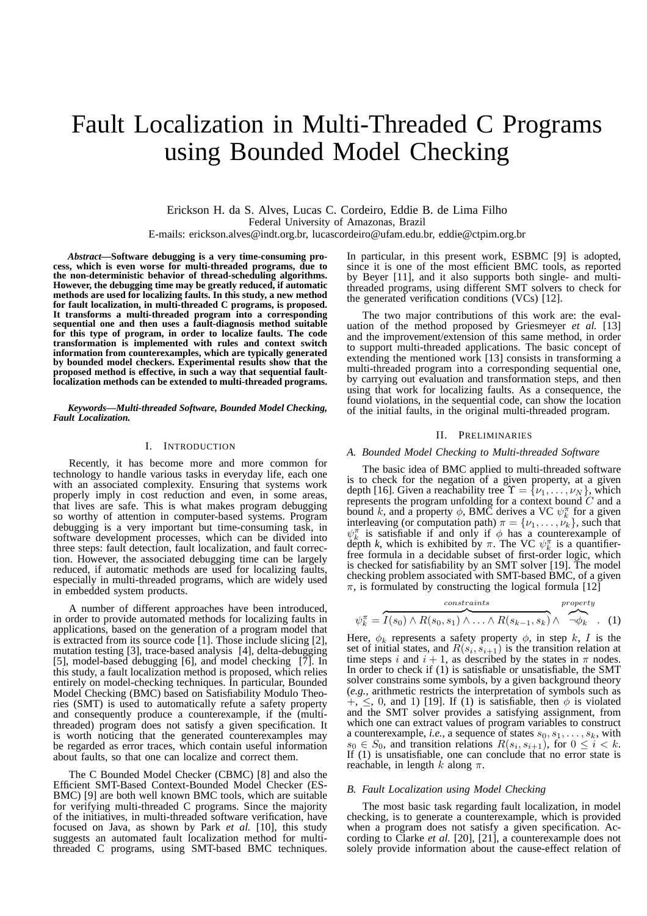# Fault Localization in Multi-Threaded C Programs using Bounded Model Checking

Erickson H. da S. Alves, Lucas C. Cordeiro, Eddie B. de Lima Filho

Federal University of Amazonas, Brazil

E-mails: erickson.alves@indt.org.br, lucascordeiro@ufam.edu.br, eddie@ctpim.org.br

***Abstract*—Software debugging is a very time-consuming process, which is even worse for multi-threaded programs, due to the non-deterministic behavior of thread-scheduling algorithms. However, the debugging time may be greatly reduced, if automatic methods are used for localizing faults. In this study, a new method for fault localization, in multi-threaded C programs, is proposed. It transforms a multi-threaded program into a corresponding sequential one and then uses a fault-diagnosis method suitable for this type of program, in order to localize faults. The code transformation is implemented with rules and context switch information from counterexamples, which are typically generated by bounded model checkers. Experimental results show that the proposed method is effective, in such a way that sequential fault-localization methods can be extended to multi-threaded programs.**

***Keywords*—*Multi-threaded Software, Bounded Model Checking, Fault Localization.***

## I. Introduction

Recently, it has become more and more common for technology to handle various tasks in everyday life, each one with an associated complexity. Ensuring that systems work properly imply in cost reduction and even, in some areas, that lives are safe. This is what makes program debugging so worthy of attention in computer-based systems. Program debugging is a very important but time-consuming task, in software development processes, which can be divided into three steps: fault detection, fault localization, and fault correction. However, the associated debugging time can be largely reduced, if automatic methods are used for localizing faults, especially in multi-threaded programs, which are widely used in embedded system products.

A number of different approaches have been introduced, in order to provide automated methods for localizing faults in applications, based on the generation of a program model that is extracted from its source code [1]. Those include slicing [2], mutation testing [3], trace-based analysis [4], delta-debugging [5], model-based debugging [6], and model checking [7]. In this study, a fault localization method is proposed, which relies entirely on model-checking techniques. In particular, Bounded Model Checking (BMC) based on Satisfiability Modulo Theories (SMT) is used to automatically refute a safety property and consequently produce a counterexample, if the (multi-threaded) program does not satisfy a given specification. It is worth noticing that the generated counterexamples may be regarded as error traces, which contain useful information about faults, so that one can localize and correct them.

The C Bounded Model Checker (CBMC) [8] and also the Efficient SMT-Based Context-Bounded Model Checker (ESBMC) [9] are both well known BMC tools, which are suitable for verifying multi-threaded C programs. Since the majority of the initiatives, in multi-threaded software verification, have focused on Java, as shown by Park *et al.* [10], this study suggests an automated fault localization method for multi-threaded C programs, using SMT-based BMC techniques. In particular, in this present work, ESBMC [9] is adopted, since it is one of the most efficient BMC tools, as reported by Beyer [11], and it also supports both single- and multi-threaded programs, using different SMT solvers to check for the generated verification conditions (VCs) [12].

The two major contributions of this work are: the evaluation of the method proposed by Griesmeyer *et al.* [13] and the improvement/extension of this same method, in order to support multi-threaded applications. The basic concept of extending the mentioned work [13] consists in transforming a multi-threaded program into a corresponding sequential one, by carrying out evaluation and transformation steps, and then using that work for localizing faults. As a consequence, the found violations, in the sequential code, can show the location of the initial faults, in the original multi-threaded program.

## II. Preliminaries

### A. Bounded Model Checking to Multi-threaded Software

The basic idea of BMC applied to multi-threaded software is to check for the negation of a given property, at a given depth [16]. Given a reachability tree $\Upsilon = \{\nu_1, \ldots, \nu_N\}$, which represents the program unfolding for a context bound $C$ and a bound $k$, and a property $\phi$, BMC derives a VC $\psi_k^\pi$ for a given interleaving (or computation path) $\pi = \{\nu_1, \ldots, \nu_k\}$, such that $\psi_k^\pi$ is satisfiable if and only if $\phi$ has a counterexample of depth $k$, which is exhibited by $\pi$. The VC $\psi_k^\pi$ is a quantifier-free formula in a decidable subset of first-order logic, which is checked for satisfiability by an SMT solver [19]. The model checking problem associated with SMT-based BMC, of a given $\pi$, is formulated by constructing the logical formula [12]

$$\psi_k^\pi = \overbrace{I(s_0) \wedge R(s_0, s_1) \wedge \ldots \wedge R(s_{k-1}, s_k)}^{constraints} \wedge \overbrace{\neg\phi_k}^{property} \quad . \quad (1)$$

Here, $\phi_k$ represents a safety property $\phi$, in step $k$, $I$ is the set of initial states, and $R(s_i, s_{i+1})$ is the transition relation at time steps $i$ and $i+1$, as described by the states in $\pi$ nodes. In order to check if (1) is satisfiable or unsatisfiable, the SMT solver constrains some symbols, by a given background theory (*e.g.*, arithmetic restricts the interpretation of symbols such as $+$, $\leq$, $0$, and $1$) [19]. If (1) is satisfiable, then $\phi$ is violated and the SMT solver provides a satisfying assignment, from which one can extract values of program variables to construct a counterexample, *i.e.*, a sequence of states $s_0, s_1, \ldots, s_k$, with $s_0 \in S_0$, and transition relations $R(s_i, s_{i+1})$, for $0 \leq i < k$. If (1) is unsatisfiable, one can conclude that no error state is reachable, in length $k$ along $\pi$.

### B. Fault Localization using Model Checking

The most basic task regarding fault localization, in model checking, is to generate a counterexample, which is provided when a program does not satisfy a given specification. According to Clarke *et al.* [20], [21], a counterexample does not solely provide information about the cause-effect relation of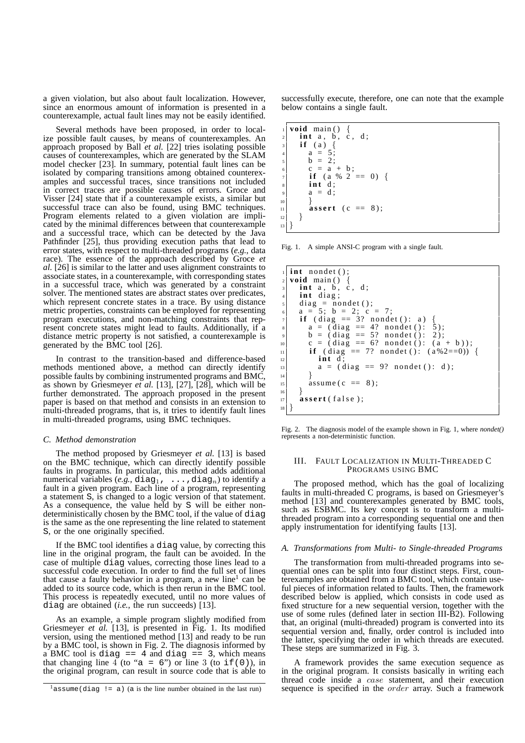a given violation, but also about fault localization. However, since an enormous amount of information is presented in a counterexample, actual fault lines may not be easily identified.

Several methods have been proposed, in order to localize possible fault causes, by means of counterexamples. An approach proposed by Ball *et al.* [22] tries isolating possible causes of counterexamples, which are generated by the SLAM model checker [23]. In summary, potential fault lines can be isolated by comparing transitions among obtained counterexamples and successful traces, since transitions not included in correct traces are possible causes of errors. Groce and Visser [24] state that if a counterexample exists, a similar but successful trace can also be found, using BMC techniques. Program elements related to a given violation are implicated by the minimal differences between that counterexample and a successful trace, which can be detected by the Java Pathfinder [25], thus providing execution paths that lead to error states, with respect to multi-threaded programs (*e.g.*, data race). The essence of the approach described by Groce *et al.* [26] is similar to the latter and uses alignment constraints to associate states, in a counterexample, with corresponding states in a successful trace, which was generated by a constraint solver. The mentioned states are abstract states over predicates, which represent concrete states in a trace. By using distance metric properties, constraints can be employed for representing program executions, and non-matching constraints that represent concrete states might lead to faults. Additionally, if a distance metric property is not satisfied, a counterexample is generated by the BMC tool [26].

In contrast to the transition-based and difference-based methods mentioned above, a method can directly identify possible faults by combining instrumented programs and BMC, as shown by Griesmeyer *et al.* [13], [27], [28], which will be further demonstrated. The approach proposed in the present paper is based on that method and consists in an extension to multi-threaded programs, that is, it tries to identify fault lines in multi-threaded programs, using BMC techniques.

### C. Method demonstration

The method proposed by Griesmeyer *et al.* [13] is based on the BMC technique, which can directly identify possible faults in programs. In particular, this method adds additional numerical variables (*e.g.*, $\mathtt{diag}_1$, ..., $\mathtt{diag}_n$) to identify a fault in a given program. Each line of a program, representing a statement S, is changed to a logic version of that statement. As a consequence, the value held by S will be either non-deterministically chosen by the BMC tool, if the value of diag is the same as the one representing the line related to statement S, or the one originally specified.

If the BMC tool identifies a diag value, by correcting this line in the original program, the fault can be avoided. In the case of multiple diag values, correcting those lines lead to a successful code execution. In order to find the full set of lines that cause a faulty behavior in a program, a new line[1] can be added to its source code, which is then rerun in the BMC tool. This process is repeatedly executed, until no more values of diag are obtained (*i.e.*, the run succeeds) [13].

As an example, a simple program slightly modified from Griesmeyer *et al.* [13], is presented in Fig. 1. Its modified version, using the mentioned method [13] and ready to be run by a BMC tool, is shown in Fig. 2. The diagnosis informed by a BMC tool is diag == 4 and diag == 3, which means that changing line 4 (to "a = 6") or line 3 (to if(0)), in the original program, can result in source code that is able to successfully execute, therefore, one can note that the example below contains a single fault.

```
1  void main() {
2    int a, b, c, d;
3    if (a) {
4      a = 5;
5      b = 2;
6      c = a + b;
7      if (a % 2 == 0) {
8      int d;
9      a = d;
10     }
11     assert (c == 8);
12   }
13 }
```

Fig. 1. A simple ANSI-C program with a single fault.

```
1  int nondet();
2  void main() {
3    int a, b, c, d;
4    int diag;
5    diag = nondet();
6    a = 5; b = 2; c = 7;
7    if (diag == 3? nondet(): a) {
8      a = (diag == 4? nondet(): 5);
9      b = (diag == 5? nondet(): 2);
10     c = (diag == 6? nondet(): (a + b));
11     if (diag == 7? nondet(): (a%2==0)) {
12       int d;
13       a = (diag == 9? nondet(): d);
14     }
15     assume(c == 8);
16   }
17   assert(false);
18 }
```

Fig. 2. The diagnosis model of the example shown in Fig. 1, where *nondet()* represents a non-deterministic function.

## III. Fault Localization in Multi-Threaded C Programs using BMC

The proposed method, which has the goal of localizing faults in multi-threaded C programs, is based on Griesmeyer's method [13] and counterexamples generated by BMC tools, such as ESBMC. Its key concept is to transform a multi-threaded program into a corresponding sequential one and then apply instrumentation for identifying faults [13].

### A. Transformations from Multi- to Single-threaded Programs

The transformation from multi-threaded programs into sequential ones can be split into four distinct steps. First, counterexamples are obtained from a BMC tool, which contain useful pieces of information related to faults. Then, the framework described below is applied, which consists in code used as fixed structure for a new sequential version, together with the use of some rules (defined later in section III-B2). Following that, an original (multi-threaded) program is converted into its sequential version and, finally, order control is included into the latter, specifying the order in which threads are executed. These steps are summarized in Fig. 3.

A framework provides the same execution sequence as in the original program. It consists basically in writing each thread code inside a *case* statement, and their execution sequence is specified in the *order* array. Such a framework

[1] assume(diag != a) (a is the line number obtained in the last run)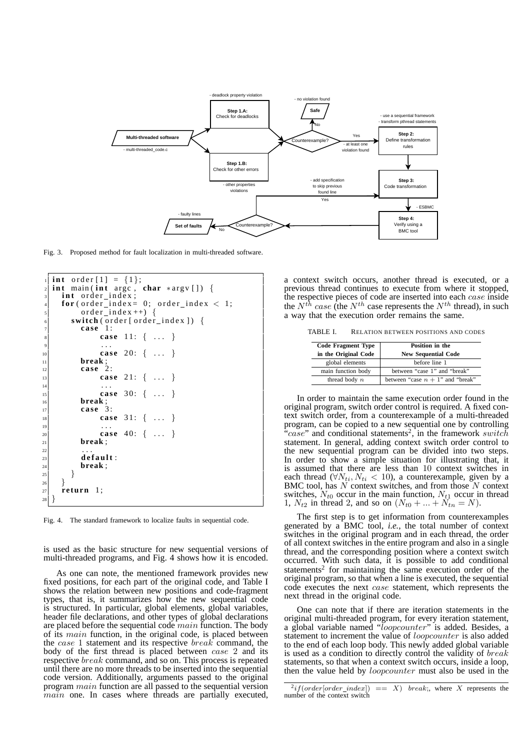Fig. 3. Proposed method for fault localization in multi-threaded software.

```
int order[1] = {1};
int main(int argc, char *argv[]) {
  int order_index;
  for(order_index= 0; order_index < 1;
      order_index++) {
    switch(order[order_index]) {
      case 1:
          case 11: { ... }
          ...
          case 20: { ... }
      break;
      case 2:
          case 21: { ... }
          ...
          case 30: { ... }
      break;
      case 3:
          case 31: { ... }
          ...
          case 40: { ... }
      break;
      ...
      default:
      break;
    }
  }
  return 1;
}
```

Fig. 4. The standard framework to localize faults in sequential code.

is used as the basic structure for new sequential versions of multi-threaded programs, and Fig. 4 shows how it is encoded.

As one can note, the mentioned framework provides new fixed positions, for each part of the original code, and Table I shows the relation between new positions and code-fragment types, that is, it summarizes how the new sequential code is structured. In particular, global elements, global variables, header file declarations, and other types of global declarations are placed before the sequential code $main$ function. The body of its $main$ function, in the original code, is placed between the $case$ 1 statement and its respective $break$ command, the body of the first thread is placed between $case$ 2 and its respective $break$ command, and so on. This process is repeated until there are no more threads to be inserted into the sequential code version. Additionally, arguments passed to the original program $main$ function are all passed to the sequential version $main$ one. In cases where threads are partially executed, a context switch occurs, another thread is executed, or a previous thread continues to execute from where it stopped, the respective pieces of code are inserted into each $case$ inside the $N^{th}$ $case$ (the $N^{th}$ case represents the $N^{th}$ thread), in such a way that the execution order remains the same.

TABLE I. RELATION BETWEEN POSITIONS AND CODES

| Code Fragment Type in the Original Code | Position in the New Sequential Code |
|---|---|
| global elements | before line 1 |
| main function body | between "case 1" and "break" |
| thread body $n$ | between "case $n+1$" and "break" |

In order to maintain the same execution order found in the original program, switch order control is required. A fixed context switch order, from a counterexample of a multi-threaded program, can be copied to a new sequential one by controlling "$case$" and conditional statements[2], in the framework $switch$ statement. In general, adding context switch order control to the new sequential program can be divided into two steps. In order to show a simple situation for illustrating that, it is assumed that there are less than 10 context switches in each thread ($\forall N_{ti}, N_{ti} < 10$), a counterexample, given by a BMC tool, has $N$ context switches, and from those $N$ context switches, $N_{t0}$ occur in the main function, $N_{t1}$ occur in thread 1, $N_{t2}$ in thread 2, and so on ($N_{t0} + ... + N_{tn} = N$).

The first step is to get information from counterexamples generated by a BMC tool, *i.e.*, the total number of context switches in the original program and in each thread, the order of all context switches in the entire program and also in a single thread, and the corresponding position where a context switch occurred. With such data, it is possible to add conditional statements[2] for maintaining the same execution order of the original program, so that when a line is executed, the sequential code executes the next $case$ statement, which represents the next thread in the original code.

One can note that if there are iteration statements in the original multi-threaded program, for every iteration statement, a global variable named "$loopcounter$" is added. Besides, a statement to increment the value of $loopcounter$ is also added to the end of each loop body. This newly added global variable is used as a condition to directly control the validity of $break$ statements, so that when a context switch occurs, inside a loop, then the value held by $loopcounter$ must also be used in the

[2] $if(order[order\_index]) == X)$ $break$;, where $X$ represents the number of the context switch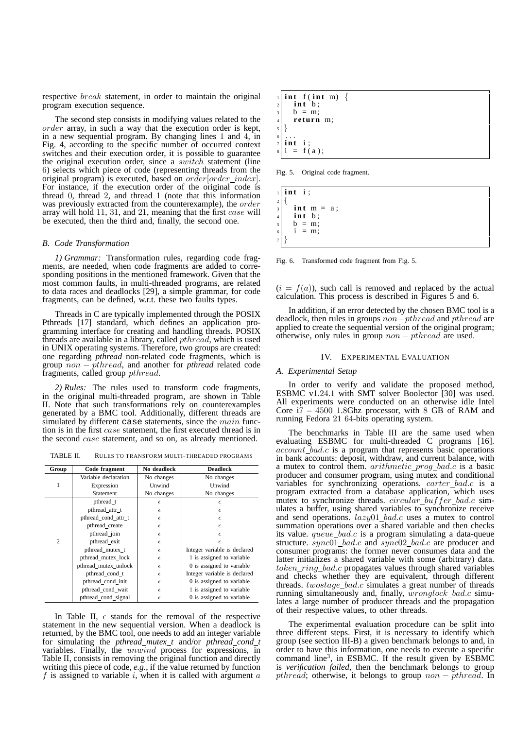respective $break$ statement, in order to maintain the original program execution sequence.

The second step consists in modifying values related to the $order$ array, in such a way that the execution order is kept, in a new sequential program. By changing lines 1 and 4, in Fig. 4, according to the specific number of occurred context switches and their execution order, it is possible to guarantee the original execution order, since a $switch$ statement (line 6) selects which piece of code (representing threads from the original program) is executed, based on $order[order\_index]$. For instance, if the execution order of the original code is thread 0, thread 2, and thread 1 (note that this information was previously extracted from the counterexample), the $order$ array will hold 11, 31, and 21, meaning that the first $case$ will be executed, then the third and, finally, the second one.

### B. Code Transformation

*1) Grammar:* Transformation rules, regarding code fragments, are needed, when code fragments are added to corresponding positions in the mentioned framework. Given that the most common faults, in multi-threaded programs, are related to data races and deadlocks [29], a simple grammar, for code fragments, can be defined, w.r.t. these two faults types.

Threads in C are typically implemented through the POSIX Pthreads [17] standard, which defines an application programming interface for creating and handling threads. POSIX threads are available in a library, called $pthread$, which is used in UNIX operating systems. Therefore, two groups are created: one regarding *pthread* non-related code fragments, which is group $non-pthread$, and another for *pthread* related code fragments, called group $pthread$.

*2) Rules:* The rules used to transform code fragments, in the original multi-threaded program, are shown in Table II. Note that such transformations rely on counterexamples generated by a BMC tool. Additionally, different threads are simulated by different case statements, since the $main$ function is in the first $case$ statement, the first executed thread is in the second $case$ statement, and so on, as already mentioned.

TABLE II. RULES TO TRANSFORM MULTI-THREADED PROGRAMS

| Group | Code fragment | No deadlock | Deadlock |
|---|---|---|---|
| 1 | Variable declaration | No changes | No changes |
| | Expression | Unwind | Unwind |
| | Statement | No changes | No changes |
| 2 | pthread_t | $\epsilon$ | $\epsilon$ |
| | pthread_attr_t | $\epsilon$ | $\epsilon$ |
| | pthread_cond_attr_t | $\epsilon$ | $\epsilon$ |
| | pthread_create | $\epsilon$ | $\epsilon$ |
| | pthread_join | $\epsilon$ | $\epsilon$ |
| | pthread_exit | $\epsilon$ | $\epsilon$ |
| | pthread_mutex_t | $\epsilon$ | Integer variable is declared |
| | pthread_mutex_lock | $\epsilon$ | 1 is assigned to variable |
| | pthread_mutex_unlock | $\epsilon$ | 0 is assigned to variable |
| | pthread_cond_t | $\epsilon$ | Integer variable is declared |
| | pthread_cond_init | $\epsilon$ | 0 is assigned to variable |
| | pthread_cond_wait | $\epsilon$ | 1 is assigned to variable |
| | pthread_cond_signal | $\epsilon$ | 0 is assigned to variable |

In Table II, $\epsilon$ stands for the removal of the respective statement in the new sequential version. When a deadlock is returned, by the BMC tool, one needs to add an integer variable for simulating the *pthread_mutex_t* and/or *pthread_cond_t* variables. Finally, the $unwind$ process for expressions, in Table II, consists in removing the original function and directly writing this piece of code, *e.g.*, if the value returned by function $f$ is assigned to variable $i$, when it is called with argument $a$ ($i = f(a)$), such call is removed and replaced by the actual calculation. This process is described in Figures 5 and 6.

```
int f(int m) {
  int b;
  b = m;
  return m;
}
...
int i;
i = f(a);
```

Fig. 5. Original code fragment.

```
int i;
{
  int m = a;
  int b;
  b = m;
  i = m;
}
```

Fig. 6. Transformed code fragment from Fig. 5.

In addition, if an error detected by the chosen BMC tool is a deadlock, then rules in groups $non-pthread$ and $pthread$ are applied to create the sequential version of the original program; otherwise, only rules in group $non-pthread$ are used.

## IV. Experimental Evaluation

### A. Experimental Setup

In order to verify and validate the proposed method, ESBMC v1.24.1 with SMT solver Boolector [30] was used. All experiments were conducted on an otherwise idle Intel Core i7 – 4500 1.8Ghz processor, with 8 GB of RAM and running Fedora 21 64-bits operating system.

The benchmarks in Table III are the same used when evaluating ESBMC for multi-threaded C programs [16]. $account\_bad.c$ is a program that represents basic operations in bank accounts: deposit, withdraw, and current balance, with a mutex to control them. $arithmetic\_prog\_bad.c$ is a basic producer and consumer program, using mutex and conditional variables for synchronizing operations. $carter\_bad.c$ is a program extracted from a database application, which uses mutex to synchronize threads. $circular\_buffer\_bad.c$ simulates a buffer, using shared variables to synchronize receive and send operations. $lazy01\_bad.c$ uses a mutex to control summation operations over a shared variable and then checks its value. $queue\_bad.c$ is a program simulating a data-queue structure. $sync01\_bad.c$ and $sync02\_bad.c$ are producer and consumer programs: the former never consumes data and the latter initializes a shared variable with some (arbitrary) data. $token\_ring\_bad.c$ propagates values through shared variables and checks whether they are equivalent, through different threads. $twostage\_bad.c$ simulates a great number of threads running simultaneously and, finally, $wronglock\_bad.c$ simulates a large number of producer threads and the propagation of their respective values, to other threads.

The experimental evaluation procedure can be split into three different steps. First, it is necessary to identify which group (see section III-B) a given benchmark belongs to and, in order to have this information, one needs to execute a specific command line[3], in ESBMC. If the result given by ESBMC is *verification failed*, then the benchmark belongs to group $pthread$; otherwise, it belongs to group $non-pthread$. In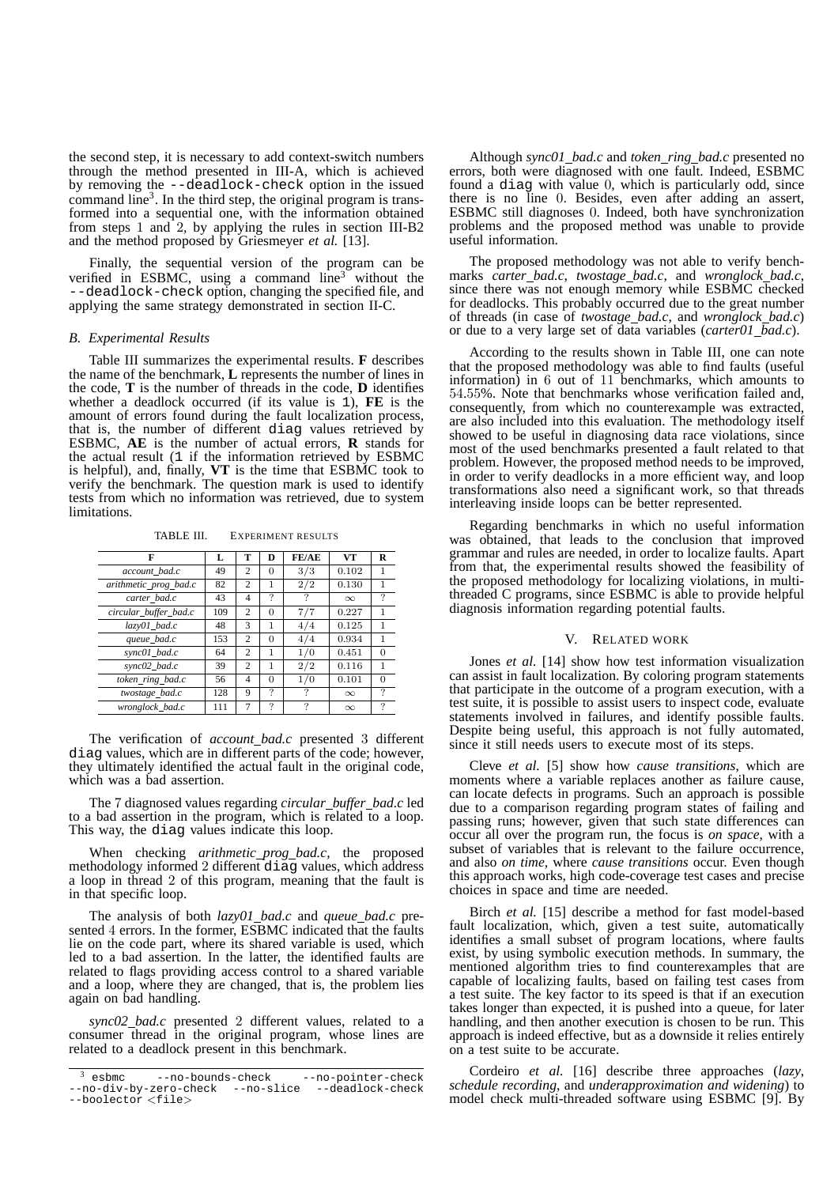the second step, it is necessary to add context-switch numbers through the method presented in III-A, which is achieved by removing the `--deadlock-check` option in the issued command line[3]. In the third step, the original program is transformed into a sequential one, with the information obtained from steps 1 and 2, by applying the rules in section III-B2 and the method proposed by Griesmeyer *et al.* [13].

Finally, the sequential version of the program can be verified in ESBMC, using a command line[3] without the `--deadlock-check` option, changing the specified file, and applying the same strategy demonstrated in section II-C.

### B. Experimental Results

Table III summarizes the experimental results. **F** describes the name of the benchmark, **L** represents the number of lines in the code, **T** is the number of threads in the code, **D** identifies whether a deadlock occurred (if its value is `1`), **FE** is the amount of errors found during the fault localization process, that is, the number of different `diag` values retrieved by ESBMC, **AE** is the number of actual errors, **R** stands for the actual result (`1` if the information retrieved by ESBMC is helpful), and, finally, **VT** is the time that ESBMC took to verify the benchmark. The question mark is used to identify tests from which no information was retrieved, due to system limitations.

TABLE III. EXPERIMENT RESULTS

| F | L | T | D | FE/AE | VT | R |
|---|---|---|---|---|---|---|
| *account_bad.c* | 49 | 2 | 0 | $3/3$ | 0.102 | 1 |
| *arithmetic_prog_bad.c* | 82 | 2 | 1 | $2/2$ | 0.130 | 1 |
| *carter_bad.c* | 43 | 4 | ? | ? | $\infty$ | ? |
| *circular_buffer_bad.c* | 109 | 2 | 0 | $7/7$ | 0.227 | 1 |
| *lazy01_bad.c* | 48 | 3 | 1 | $4/4$ | 0.125 | 1 |
| *queue_bad.c* | 153 | 2 | 0 | $4/4$ | 0.934 | 1 |
| *sync01_bad.c* | 64 | 2 | 1 | $1/0$ | 0.451 | 0 |
| *sync02_bad.c* | 39 | 2 | 1 | $2/2$ | 0.116 | 1 |
| *token_ring_bad.c* | 56 | 4 | 0 | $1/0$ | 0.101 | 0 |
| *twostage_bad.c* | 128 | 9 | ? | ? | $\infty$ | ? |
| *wronglock_bad.c* | 111 | 7 | ? | ? | $\infty$ | ? |

The verification of *account_bad.c* presented 3 different `diag` values, which are in different parts of the code; however, they ultimately identified the actual fault in the original code, which was a bad assertion.

The 7 diagnosed values regarding *circular_buffer_bad.c* led to a bad assertion in the program, which is related to a loop. This way, the `diag` values indicate this loop.

When checking *arithmetic_prog_bad.c*, the proposed methodology informed 2 different `diag` values, which address a loop in thread 2 of this program, meaning that the fault is in that specific loop.

The analysis of both *lazy01_bad.c* and *queue_bad.c* presented 4 errors. In the former, ESBMC indicated that the faults lie on the code part, where its shared variable is used, which led to a bad assertion. In the latter, the identified faults are related to flags providing access control to a shared variable and a loop, where they are changed, that is, the problem lies again on bad handling.

*sync02_bad.c* presented 2 different values, related to a consumer thread in the original program, whose lines are related to a deadlock present in this benchmark.

[3] `esbmc --no-bounds-check --no-pointer-check --no-div-by-zero-check --no-slice --deadlock-check --boolector <file>`

Although *sync01_bad.c* and *token_ring_bad.c* presented no errors, both were diagnosed with one fault. Indeed, ESBMC found a `diag` with value 0, which is particularly odd, since there is no line 0. Besides, even after adding an assert, ESBMC still diagnoses 0. Indeed, both have synchronization problems and the proposed method was unable to provide useful information.

The proposed methodology was not able to verify benchmarks *carter_bad.c*, *twostage_bad.c*, and *wronglock_bad.c*, since there was not enough memory while ESBMC checked for deadlocks. This probably occurred due to the great number of threads (in case of *twostage_bad.c*, and *wronglock_bad.c*) or due to a very large set of data variables (*carter01_bad.c*).

According to the results shown in Table III, one can note that the proposed methodology was able to find faults (useful information) in 6 out of 11 benchmarks, which amounts to 54.55%. Note that benchmarks whose verification failed and, consequently, from which no counterexample was extracted, are also included into this evaluation. The methodology itself showed to be useful in diagnosing data race violations, since most of the used benchmarks presented a fault related to that problem. However, the proposed method needs to be improved, in order to verify deadlocks in a more efficient way, and loop transformations also need a significant work, so that threads interleaving inside loops can be better represented.

Regarding benchmarks in which no useful information was obtained, that leads to the conclusion that improved grammar and rules are needed, in order to localize faults. Apart from that, the experimental results showed the feasibility of the proposed methodology for localizing violations, in multi-threaded C programs, since ESBMC is able to provide helpful diagnosis information regarding potential faults.

## V. Related Work

Jones *et al.* [14] show how test information visualization can assist in fault localization. By coloring program statements that participate in the outcome of a program execution, with a test suite, it is possible to assist users to inspect code, evaluate statements involved in failures, and identify possible faults. Despite being useful, this approach is not fully automated, since it still needs users to execute most of its steps.

Cleve *et al.* [5] show how *cause transitions*, which are moments where a variable replaces another as failure cause, can locate defects in programs. Such an approach is possible due to a comparison regarding program states of failing and passing runs; however, given that such state differences can occur all over the program run, the focus is *on space*, with a subset of variables that is relevant to the failure occurrence, and also *on time*, where *cause transitions* occur. Even though this approach works, high code-coverage test cases and precise choices in space and time are needed.

Birch *et al.* [15] describe a method for fast model-based fault localization, which, given a test suite, automatically identifies a small subset of program locations, where faults exist, by using symbolic execution methods. In summary, the mentioned algorithm tries to find counterexamples that are capable of localizing faults, based on failing test cases from a test suite. The key factor to its speed is that if an execution takes longer than expected, it is pushed into a queue, for later handling, and then another execution is chosen to be run. This approach is indeed effective, but as a downside it relies entirely on a test suite to be accurate.

Cordeiro *et al.* [16] describe three approaches (*lazy*, *schedule recording*, and *underapproximation and widening*) to model check multi-threaded software using ESBMC [9]. By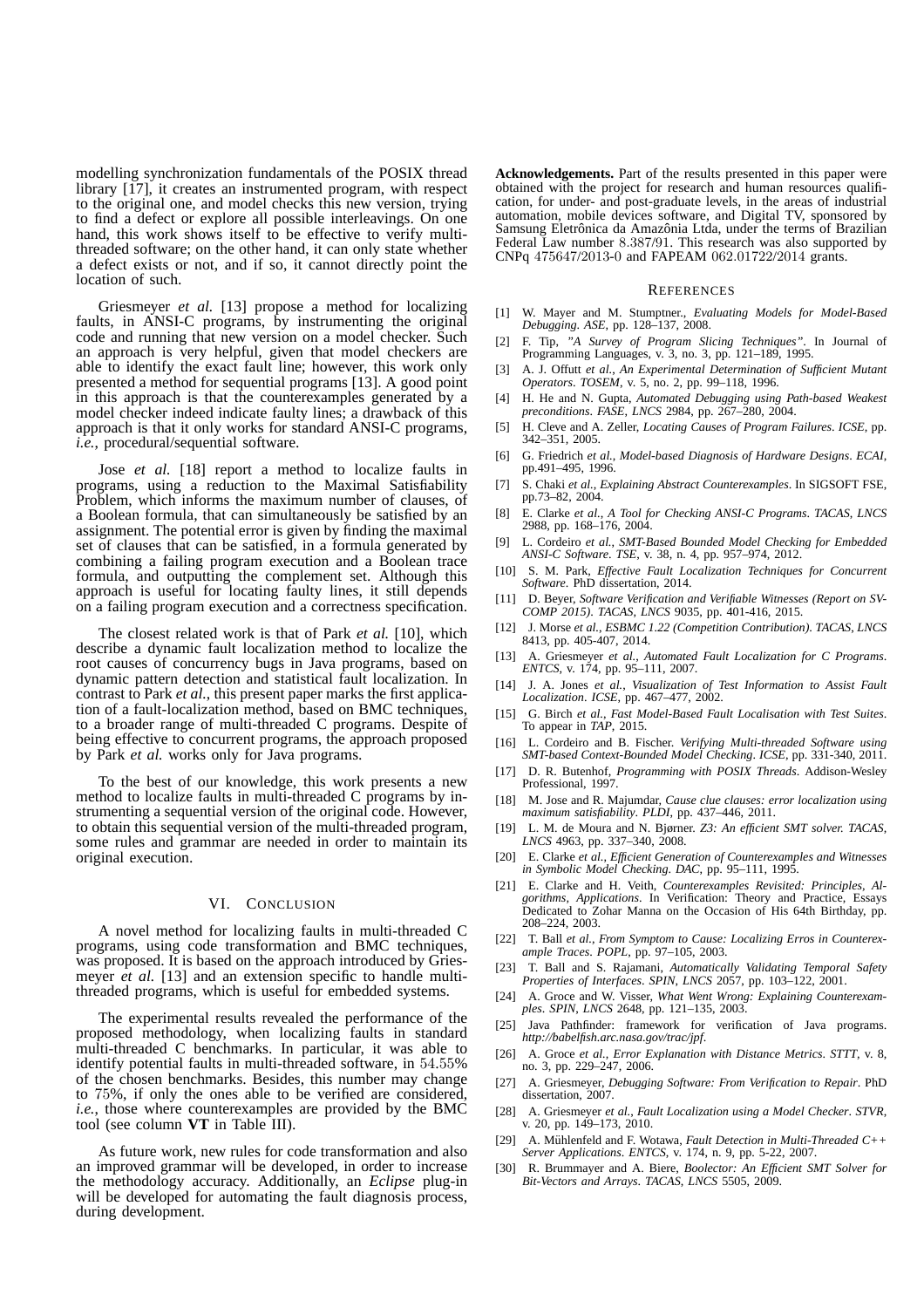modelling synchronization fundamentals of the POSIX thread library [17], it creates an instrumented program, with respect to the original one, and model checks this new version, trying to find a defect or explore all possible interleavings. On one hand, this work shows itself to be effective to verify multi-threaded software; on the other hand, it can only state whether a defect exists or not, and if so, it cannot directly point the location of such.

Griesmeyer *et al.* [13] propose a method for localizing faults, in ANSI-C programs, by instrumenting the original code and running that new version on a model checker. Such an approach is very helpful, given that model checkers are able to identify the exact fault line; however, this work only presented a method for sequential programs [13]. A good point in this approach is that the counterexamples generated by a model checker indeed indicate faulty lines; a drawback of this approach is that it only works for standard ANSI-C programs, *i.e.*, procedural/sequential software.

Jose *et al.* [18] report a method to localize faults in programs, using a reduction to the Maximal Satisfiability Problem, which informs the maximum number of clauses, of a Boolean formula, that can simultaneously be satisfied by an assignment. The potential error is given by finding the maximal set of clauses that can be satisfied, in a formula generated by combining a failing program execution and a Boolean trace formula, and outputting the complement set. Although this approach is useful for locating faulty lines, it still depends on a failing program execution and a correctness specification.

The closest related work is that of Park *et al.* [10], which describe a dynamic fault localization method to localize the root causes of concurrency bugs in Java programs, based on dynamic pattern detection and statistical fault localization. In contrast to Park *et al.*, this present paper marks the first application of a fault-localization method, based on BMC techniques, to a broader range of multi-threaded C programs. Despite of being effective to concurrent programs, the approach proposed by Park *et al.* works only for Java programs.

To the best of our knowledge, this work presents a new method to localize faults in multi-threaded C programs by instrumenting a sequential version of the original code. However, to obtain this sequential version of the multi-threaded program, some rules and grammar are needed in order to maintain its original execution.

## VI. Conclusion

A novel method for localizing faults in multi-threaded C programs, using code transformation and BMC techniques, was proposed. It is based on the approach introduced by Griesmeyer *et al.* [13] and an extension specific to handle multi-threaded programs, which is useful for embedded systems.

The experimental results revealed the performance of the proposed methodology, when localizing faults in standard multi-threaded C benchmarks. In particular, it was able to identify potential faults in multi-threaded software, in $54.55\%$ of the chosen benchmarks. Besides, this number may change to $75\%$, if only the ones able to be verified are considered, *i.e.*, those where counterexamples are provided by the BMC tool (see column **VT** in Table III).

As future work, new rules for code transformation and also an improved grammar will be developed, in order to increase the methodology accuracy. Additionally, an *Eclipse* plug-in will be developed for automating the fault diagnosis process, during development.

**Acknowledgements.** Part of the results presented in this paper were obtained with the project for research and human resources qualification, for under- and post-graduate levels, in the areas of industrial automation, mobile devices software, and Digital TV, sponsored by Samsung Eletrônica da Amazônia Ltda, under the terms of Brazilian Federal Law number 8.387/91. This research was also supported by CNPq 475647/2013-0 and FAPEAM 062.01722/2014 grants.

## References

[1] W. Mayer and M. Stumptner., *Evaluating Models for Model-Based Debugging*. *ASE*, pp. 128–137, 2008.

[2] F. Tip, *"A Survey of Program Slicing Techniques"*. In Journal of Programming Languages, v. 3, no. 3, pp. 121–189, 1995.

[3] A. J. Offutt *et al.*, *An Experimental Determination of Sufficient Mutant Operators*. *TOSEM*, v. 5, no. 2, pp. 99–118, 1996.

[4] H. He and N. Gupta, *Automated Debugging using Path-based Weakest preconditions*. *FASE*, *LNCS* 2984, pp. 267–280, 2004.

[5] H. Cleve and A. Zeller, *Locating Causes of Program Failures*. *ICSE*, pp. 342–351, 2005.

[6] G. Friedrich *et al.*, *Model-based Diagnosis of Hardware Designs*. *ECAI*, pp.491–495, 1996.

[7] S. Chaki *et al.*, *Explaining Abstract Counterexamples*. In SIGSOFT FSE, pp.73–82, 2004.

[8] E. Clarke *et al.*, *A Tool for Checking ANSI-C Programs*. *TACAS*, *LNCS* 2988, pp. 168–176, 2004.

[9] L. Cordeiro *et al.*, *SMT-Based Bounded Model Checking for Embedded ANSI-C Software*. *TSE*, v. 38, n. 4, pp. 957–974, 2012.

[10] S. M. Park, *Effective Fault Localization Techniques for Concurrent Software*. PhD dissertation, 2014.

[11] D. Beyer, *Software Verification and Verifiable Witnesses (Report on SV-COMP 2015)*. *TACAS*, *LNCS* 9035, pp. 401-416, 2015.

[12] J. Morse *et al.*, *ESBMC 1.22 (Competition Contribution)*. *TACAS*, *LNCS* 8413, pp. 405-407, 2014.

[13] A. Griesmeyer *et al.*, *Automated Fault Localization for C Programs*. *ENTCS*, v. 174, pp. 95–111, 2007.

[14] J. A. Jones *et al.*, *Visualization of Test Information to Assist Fault Localization*. *ICSE*, pp. 467–477, 2002.

[15] G. Birch *et al.*, *Fast Model-Based Fault Localisation with Test Suites*. To appear in *TAP*, 2015.

[16] L. Cordeiro and B. Fischer. *Verifying Multi-threaded Software using SMT-based Context-Bounded Model Checking*. *ICSE*, pp. 331-340, 2011.

[17] D. R. Butenhof, *Programming with POSIX Threads*. Addison-Wesley Professional, 1997.

[18] M. Jose and R. Majumdar, *Cause clue clauses: error localization using maximum satisfiability*. *PLDI*, pp. 437–446, 2011.

[19] L. M. de Moura and N. Bjørner. *Z3: An efficient SMT solver. TACAS*, *LNCS* 4963, pp. 337–340, 2008.

[20] E. Clarke *et al.*, *Efficient Generation of Counterexamples and Witnesses in Symbolic Model Checking*. *DAC*, pp. 95–111, 1995.

[21] E. Clarke and H. Veith, *Counterexamples Revisited: Principles, Algorithms, Applications*. In Verification: Theory and Practice, Essays Dedicated to Zohar Manna on the Occasion of His 64th Birthday, pp. 208–224, 2003.

[22] T. Ball *et al.*, *From Symptom to Cause: Localizing Erros in Counterexample Traces*. *POPL*, pp. 97–105, 2003.

[23] T. Ball and S. Rajamani, *Automatically Validating Temporal Safety Properties of Interfaces*. *SPIN*, *LNCS* 2057, pp. 103–122, 2001.

[24] A. Groce and W. Visser, *What Went Wrong: Explaining Counterexamples*. *SPIN*, *LNCS* 2648, pp. 121–135, 2003.

[25] Java Pathfinder: framework for verification of Java programs. *http://babelfish.arc.nasa.gov/trac/jpf*.

[26] A. Groce *et al.*, *Error Explanation with Distance Metrics*. *STTT*, v. 8, no. 3, pp. 229–247, 2006.

[27] A. Griesmeyer, *Debugging Software: From Verification to Repair*. PhD dissertation, 2007.

[28] A. Griesmeyer *et al.*, *Fault Localization using a Model Checker*. *STVR*, v. 20, pp. 149–173, 2010.

[29] A. Mühlenfeld and F. Wotawa, *Fault Detection in Multi-Threaded C++ Server Applications*. *ENTCS*, v. 174, n. 9, pp. 5-22, 2007.

[30] R. Brummayer and A. Biere, *Boolector: An Efficient SMT Solver for Bit-Vectors and Arrays*. *TACAS*, *LNCS* 5505, 2009.